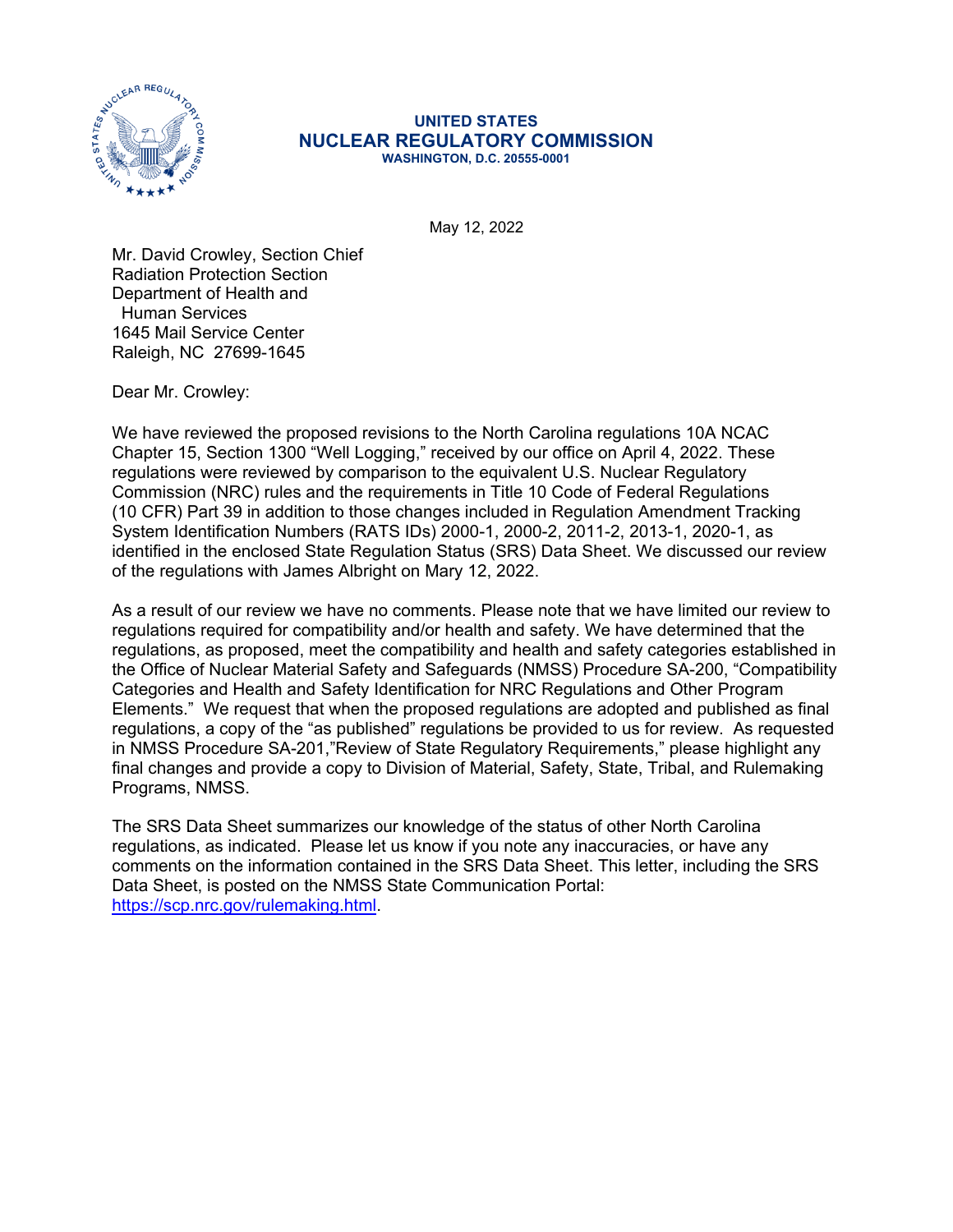# UNITED STATES
# NUCLEAR REGULATORY COMMISSION
WASHINGTON, D.C. 20555-0001

May 12, 2022

Mr. David Crowley, Section Chief
Radiation Protection Section
Department of Health and
Human Services
1645 Mail Service Center
Raleigh, NC 27699-1645

Dear Mr. Crowley:

We have reviewed the proposed revisions to the North Carolina regulations 10A NCAC Chapter 15, Section 1300 "Well Logging," received by our office on April 4, 2022. These regulations were reviewed by comparison to the equivalent U.S. Nuclear Regulatory Commission (NRC) rules and the requirements in Title 10 Code of Federal Regulations (10 CFR) Part 39 in addition to those changes included in Regulation Amendment Tracking System Identification Numbers (RATS IDs) 2000-1, 2000-2, 2011-2, 2013-1, 2020-1, as identified in the enclosed State Regulation Status (SRS) Data Sheet. We discussed our review of the regulations with James Albright on Mary 12, 2022.

As a result of our review we have no comments. Please note that we have limited our review to regulations required for compatibility and/or health and safety. We have determined that the regulations, as proposed, meet the compatibility and health and safety categories established in the Office of Nuclear Material Safety and Safeguards (NMSS) Procedure SA-200, "Compatibility Categories and Health and Safety Identification for NRC Regulations and Other Program Elements." We request that when the proposed regulations are adopted and published as final regulations, a copy of the "as published" regulations be provided to us for review. As requested in NMSS Procedure SA-201,"Review of State Regulatory Requirements," please highlight any final changes and provide a copy to Division of Material, Safety, State, Tribal, and Rulemaking Programs, NMSS.

The SRS Data Sheet summarizes our knowledge of the status of other North Carolina regulations, as indicated. Please let us know if you note any inaccuracies, or have any comments on the information contained in the SRS Data Sheet. This letter, including the SRS Data Sheet, is posted on the NMSS State Communication Portal: https://scp.nrc.gov/rulemaking.html.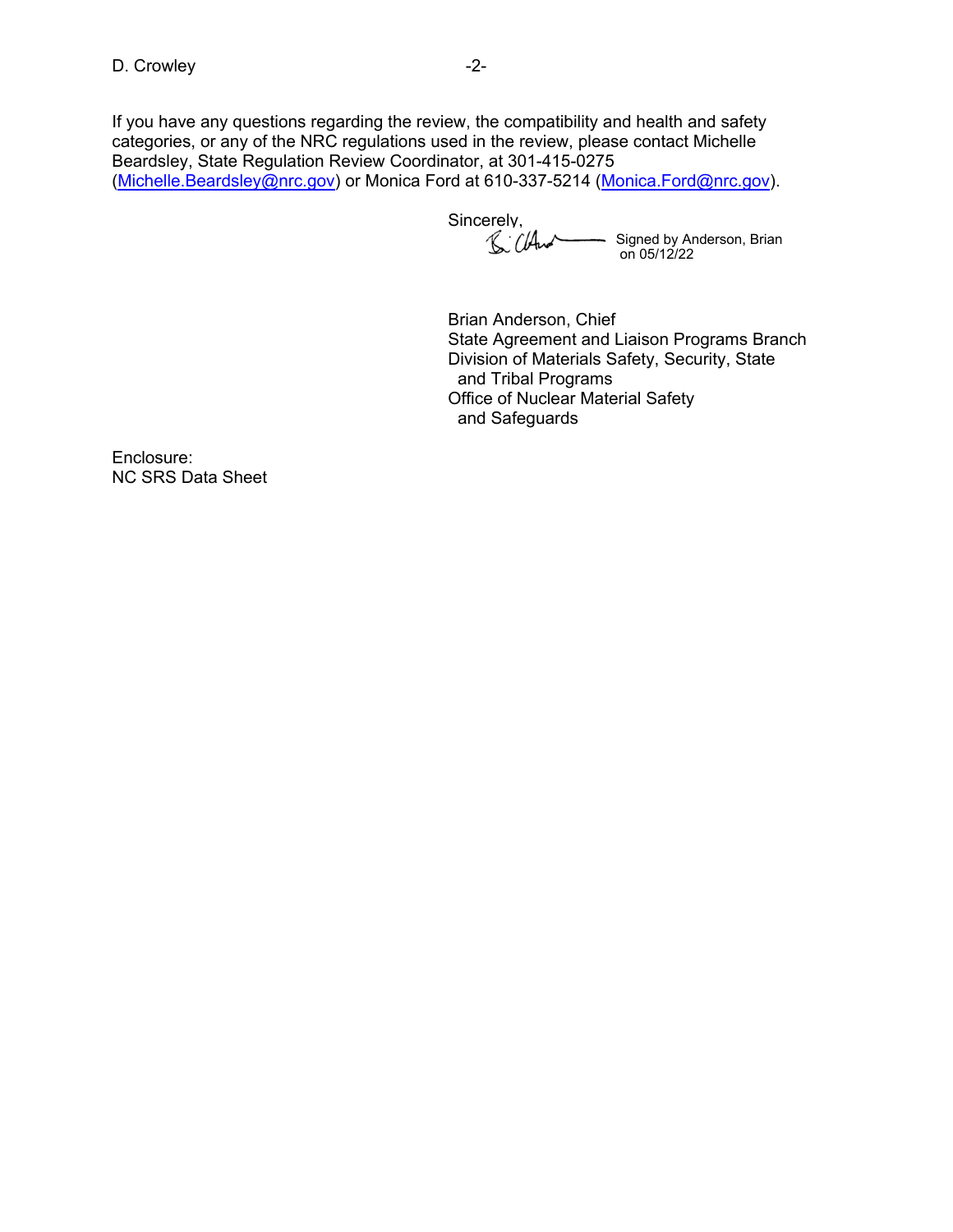If you have any questions regarding the review, the compatibility and health and safety categories, or any of the NRC regulations used in the review, please contact Michelle Beardsley, State Regulation Review Coordinator, at 301-415-0275 (Michelle.Beardsley@nrc.gov) or Monica Ford at 610-337-5214 (Monica.Ford@nrc.gov).

Sincerely,

Signed by Anderson, Brian on 05/12/22

Brian Anderson, Chief
State Agreement and Liaison Programs Branch
Division of Materials Safety, Security, State and Tribal Programs
Office of Nuclear Material Safety and Safeguards

Enclosure:
NC SRS Data Sheet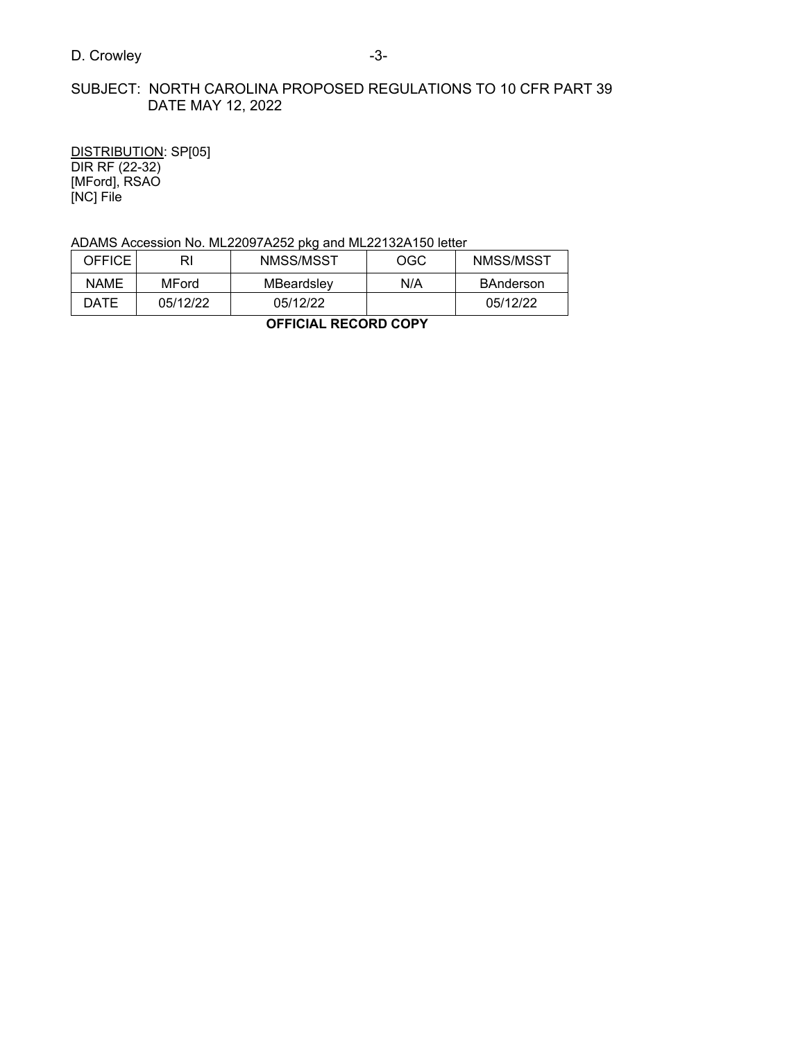SUBJECT: NORTH CAROLINA PROPOSED REGULATIONS TO 10 CFR PART 39
DATE MAY 12, 2022

DISTRIBUTION: SP[05]
DIR RF (22-32)
[MFord], RSAO
[NC] File

ADAMS Accession No. ML22097A252 pkg and ML22132A150 letter

| OFFICE | RI | NMSS/MSST | OGC | NMSS/MSST |
|---|---|---|---|---|
| NAME | MFord | MBeardsley | N/A | BAnderson |
| DATE | 05/12/22 | 05/12/22 | | 05/12/22 |

**OFFICIAL RECORD COPY**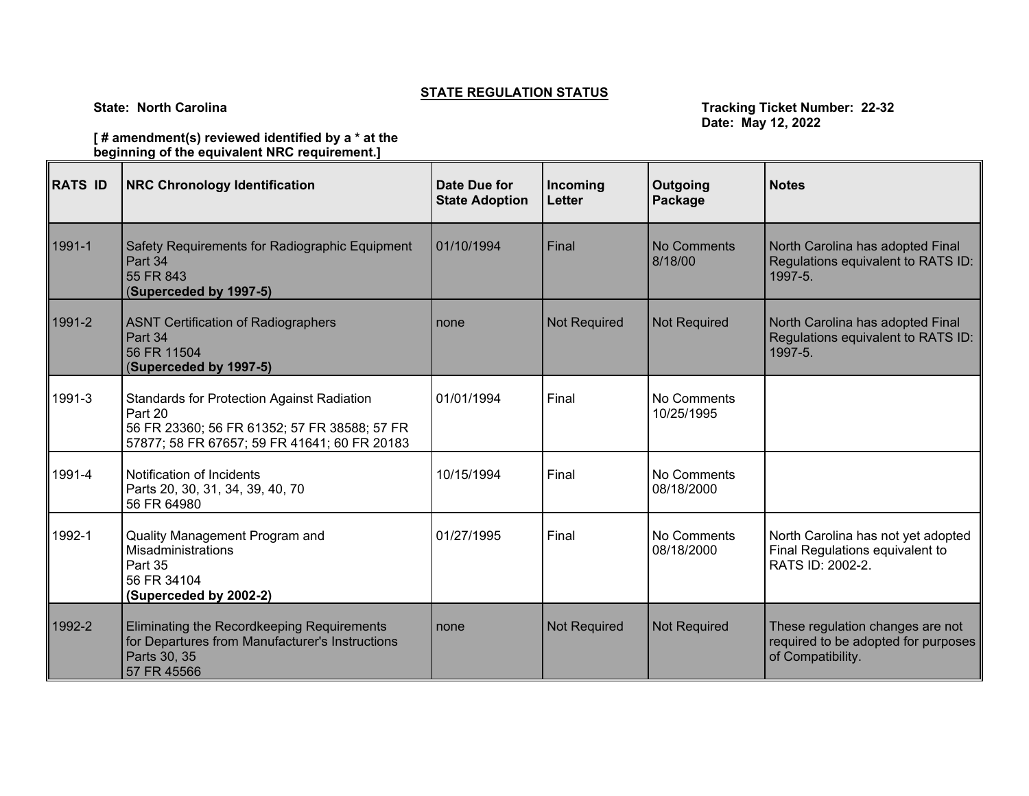**STATE REGULATION STATUS**

**State: North Carolina**

**Tracking Ticket Number: 22-32**
**Date: May 12, 2022**

**[ # amendment(s) reviewed identified by a * at the beginning of the equivalent NRC requirement.]**

| RATS ID | NRC Chronology Identification | Date Due for State Adoption | Incoming Letter | Outgoing Package | Notes |
|---|---|---|---|---|---|
| 1991-1 | Safety Requirements for Radiographic Equipment<br>Part 34<br>55 FR 843<br>(**Superceded by 1997-5)** | 01/10/1994 | Final | No Comments 8/18/00 | North Carolina has adopted Final Regulations equivalent to RATS ID: 1997-5. |
| 1991-2 | ASNT Certification of Radiographers<br>Part 34<br>56 FR 11504<br>(**Superceded by 1997-5)** | none | Not Required | Not Required | North Carolina has adopted Final Regulations equivalent to RATS ID: 1997-5. |
| 1991-3 | Standards for Protection Against Radiation<br>Part 20<br>56 FR 23360; 56 FR 61352; 57 FR 38588; 57 FR 57877; 58 FR 67657; 59 FR 41641; 60 FR 20183 | 01/01/1994 | Final | No Comments 10/25/1995 | |
| 1991-4 | Notification of Incidents<br>Parts 20, 30, 31, 34, 39, 40, 70<br>56 FR 64980 | 10/15/1994 | Final | No Comments 08/18/2000 | |
| 1992-1 | Quality Management Program and Misadministrations<br>Part 35<br>56 FR 34104<br>**(Superceded by 2002-2)** | 01/27/1995 | Final | No Comments 08/18/2000 | North Carolina has not yet adopted Final Regulations equivalent to RATS ID: 2002-2. |
| 1992-2 | Eliminating the Recordkeeping Requirements for Departures from Manufacturer's Instructions<br>Parts 30, 35<br>57 FR 45566 | none | Not Required | Not Required | These regulation changes are not required to be adopted for purposes of Compatibility. |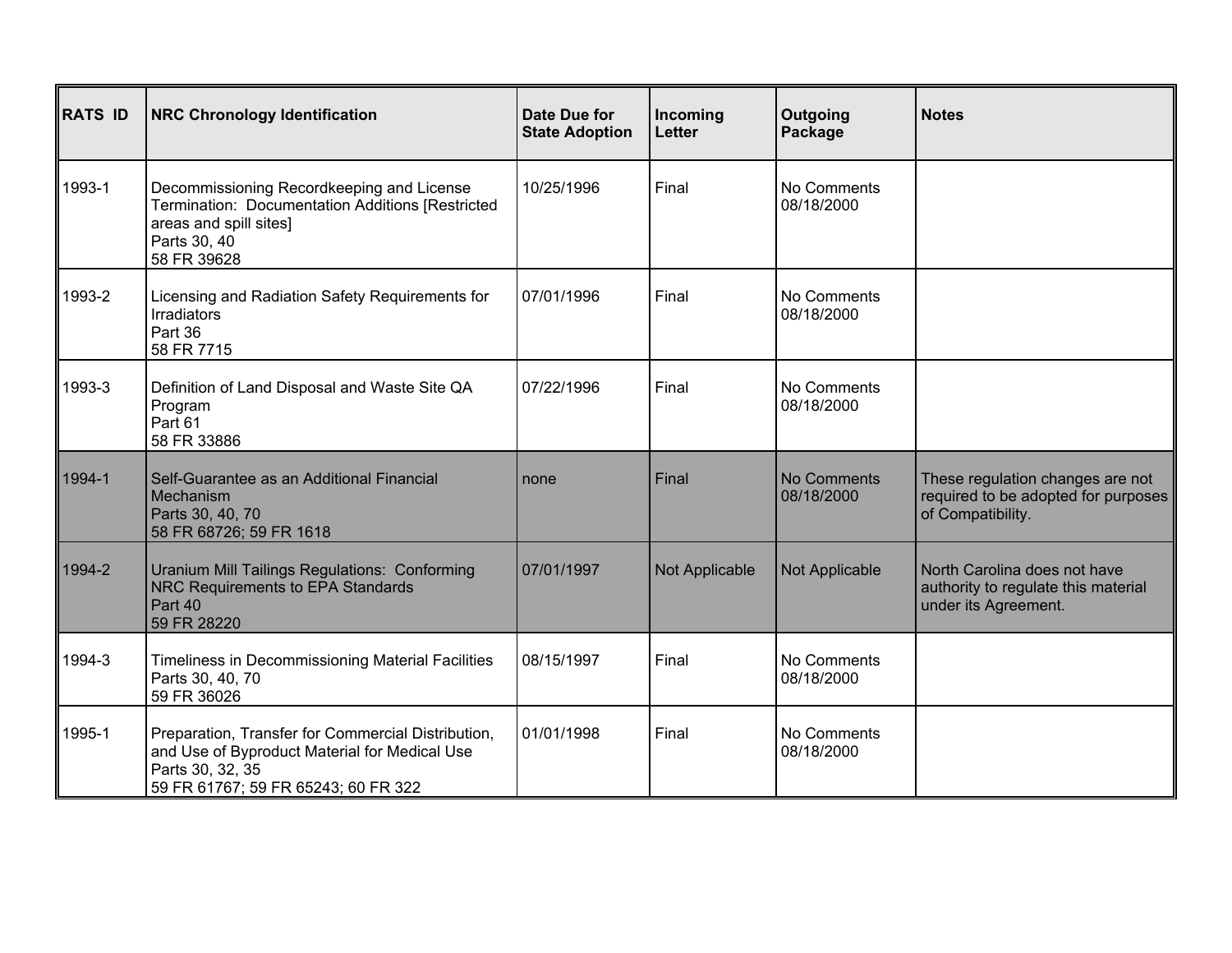| RATS ID | NRC Chronology Identification | Date Due for State Adoption | Incoming Letter | Outgoing Package | Notes |
|---|---|---|---|---|---|
| 1993-1 | Decommissioning Recordkeeping and License Termination: Documentation Additions [Restricted areas and spill sites]<br>Parts 30, 40<br>58 FR 39628 | 10/25/1996 | Final | No Comments<br>08/18/2000 | |
| 1993-2 | Licensing and Radiation Safety Requirements for Irradiators<br>Part 36<br>58 FR 7715 | 07/01/1996 | Final | No Comments<br>08/18/2000 | |
| 1993-3 | Definition of Land Disposal and Waste Site QA Program<br>Part 61<br>58 FR 33886 | 07/22/1996 | Final | No Comments<br>08/18/2000 | |
| 1994-1 | Self-Guarantee as an Additional Financial Mechanism<br>Parts 30, 40, 70<br>58 FR 68726; 59 FR 1618 | none | Final | No Comments<br>08/18/2000 | These regulation changes are not required to be adopted for purposes of Compatibility. |
| 1994-2 | Uranium Mill Tailings Regulations: Conforming NRC Requirements to EPA Standards<br>Part 40<br>59 FR 28220 | 07/01/1997 | Not Applicable | Not Applicable | North Carolina does not have authority to regulate this material under its Agreement. |
| 1994-3 | Timeliness in Decommissioning Material Facilities<br>Parts 30, 40, 70<br>59 FR 36026 | 08/15/1997 | Final | No Comments<br>08/18/2000 | |
| 1995-1 | Preparation, Transfer for Commercial Distribution, and Use of Byproduct Material for Medical Use<br>Parts 30, 32, 35<br>59 FR 61767; 59 FR 65243; 60 FR 322 | 01/01/1998 | Final | No Comments<br>08/18/2000 | |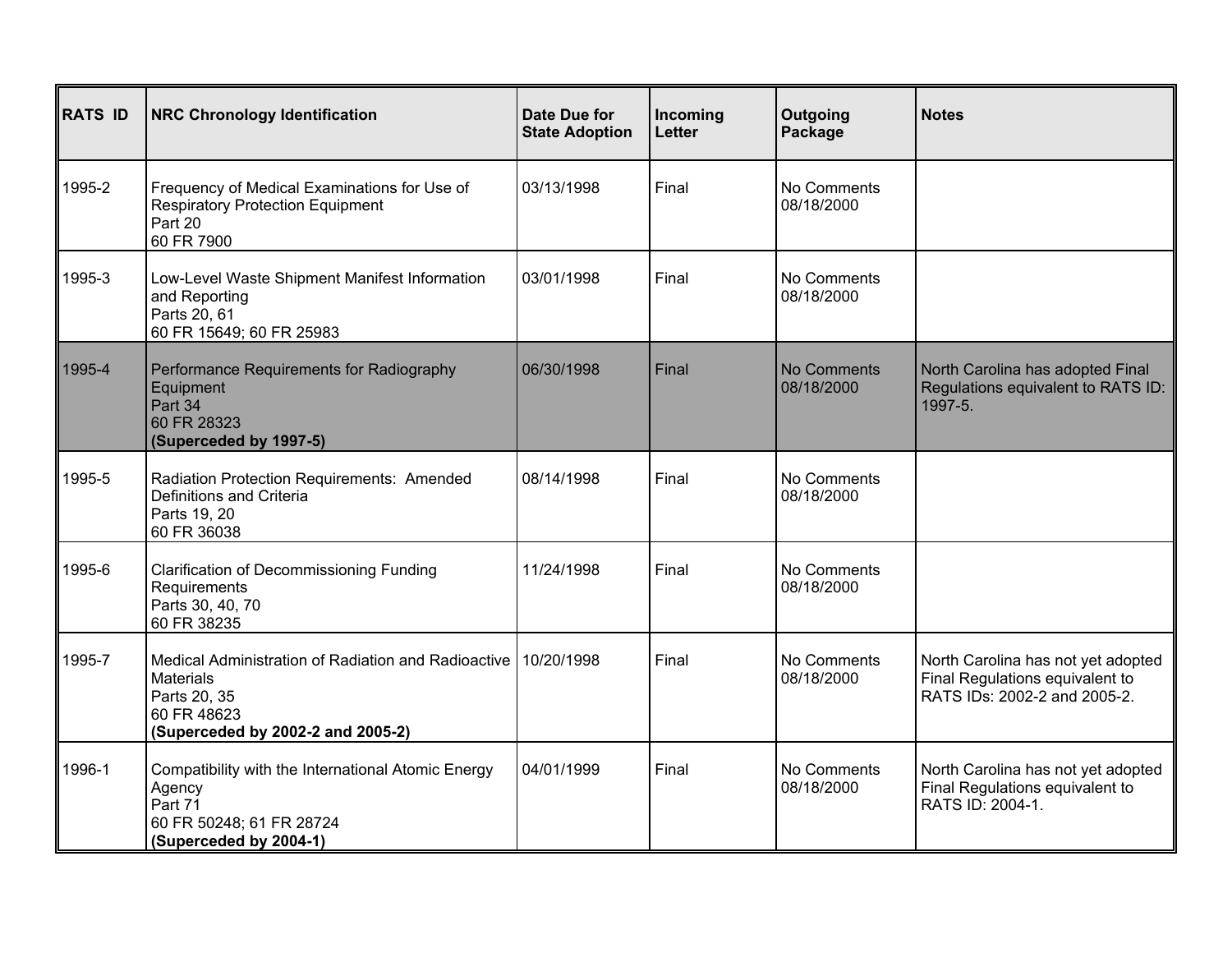| RATS ID | NRC Chronology Identification | Date Due for State Adoption | Incoming Letter | Outgoing Package | Notes |
|---|---|---|---|---|---|
| 1995-2 | Frequency of Medical Examinations for Use of Respiratory Protection Equipment<br>Part 20<br>60 FR 7900 | 03/13/1998 | Final | No Comments<br>08/18/2000 | |
| 1995-3 | Low-Level Waste Shipment Manifest Information and Reporting<br>Parts 20, 61<br>60 FR 15649; 60 FR 25983 | 03/01/1998 | Final | No Comments<br>08/18/2000 | |
| 1995-4 | Performance Requirements for Radiography Equipment<br>Part 34<br>60 FR 28323<br>**(Superceded by 1997-5)** | 06/30/1998 | Final | No Comments<br>08/18/2000 | North Carolina has adopted Final Regulations equivalent to RATS ID: 1997-5. |
| 1995-5 | Radiation Protection Requirements: Amended Definitions and Criteria<br>Parts 19, 20<br>60 FR 36038 | 08/14/1998 | Final | No Comments<br>08/18/2000 | |
| 1995-6 | Clarification of Decommissioning Funding Requirements<br>Parts 30, 40, 70<br>60 FR 38235 | 11/24/1998 | Final | No Comments<br>08/18/2000 | |
| 1995-7 | Medical Administration of Radiation and Radioactive Materials<br>Parts 20, 35<br>60 FR 48623<br>**(Superceded by 2002-2 and 2005-2)** | 10/20/1998 | Final | No Comments<br>08/18/2000 | North Carolina has not yet adopted Final Regulations equivalent to RATS IDs: 2002-2 and 2005-2. |
| 1996-1 | Compatibility with the International Atomic Energy Agency<br>Part 71<br>60 FR 50248; 61 FR 28724<br>**(Superceded by 2004-1)** | 04/01/1999 | Final | No Comments<br>08/18/2000 | North Carolina has not yet adopted Final Regulations equivalent to RATS ID: 2004-1. |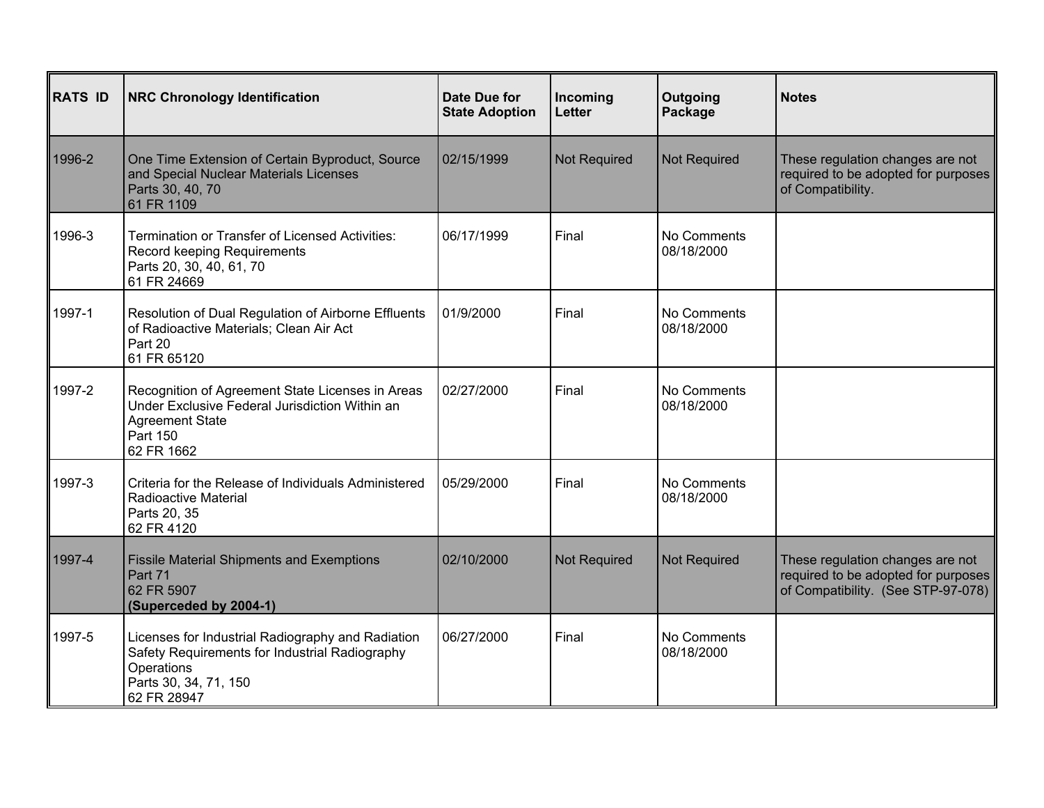| RATS ID | NRC Chronology Identification | Date Due for State Adoption | Incoming Letter | Outgoing Package | Notes |
|---|---|---|---|---|---|
| 1996-2 | One Time Extension of Certain Byproduct, Source and Special Nuclear Materials Licenses<br>Parts 30, 40, 70<br>61 FR 1109 | 02/15/1999 | Not Required | Not Required | These regulation changes are not required to be adopted for purposes of Compatibility. |
| 1996-3 | Termination or Transfer of Licensed Activities: Record keeping Requirements<br>Parts 20, 30, 40, 61, 70<br>61 FR 24669 | 06/17/1999 | Final | No Comments<br>08/18/2000 | |
| 1997-1 | Resolution of Dual Regulation of Airborne Effluents of Radioactive Materials; Clean Air Act<br>Part 20<br>61 FR 65120 | 01/9/2000 | Final | No Comments<br>08/18/2000 | |
| 1997-2 | Recognition of Agreement State Licenses in Areas Under Exclusive Federal Jurisdiction Within an Agreement State<br>Part 150<br>62 FR 1662 | 02/27/2000 | Final | No Comments<br>08/18/2000 | |
| 1997-3 | Criteria for the Release of Individuals Administered Radioactive Material<br>Parts 20, 35<br>62 FR 4120 | 05/29/2000 | Final | No Comments<br>08/18/2000 | |
| 1997-4 | Fissile Material Shipments and Exemptions<br>Part 71<br>62 FR 5907<br>**(Superceded by 2004-1)** | 02/10/2000 | Not Required | Not Required | These regulation changes are not required to be adopted for purposes of Compatibility. (See STP-97-078) |
| 1997-5 | Licenses for Industrial Radiography and Radiation Safety Requirements for Industrial Radiography Operations<br>Parts 30, 34, 71, 150<br>62 FR 28947 | 06/27/2000 | Final | No Comments<br>08/18/2000 | |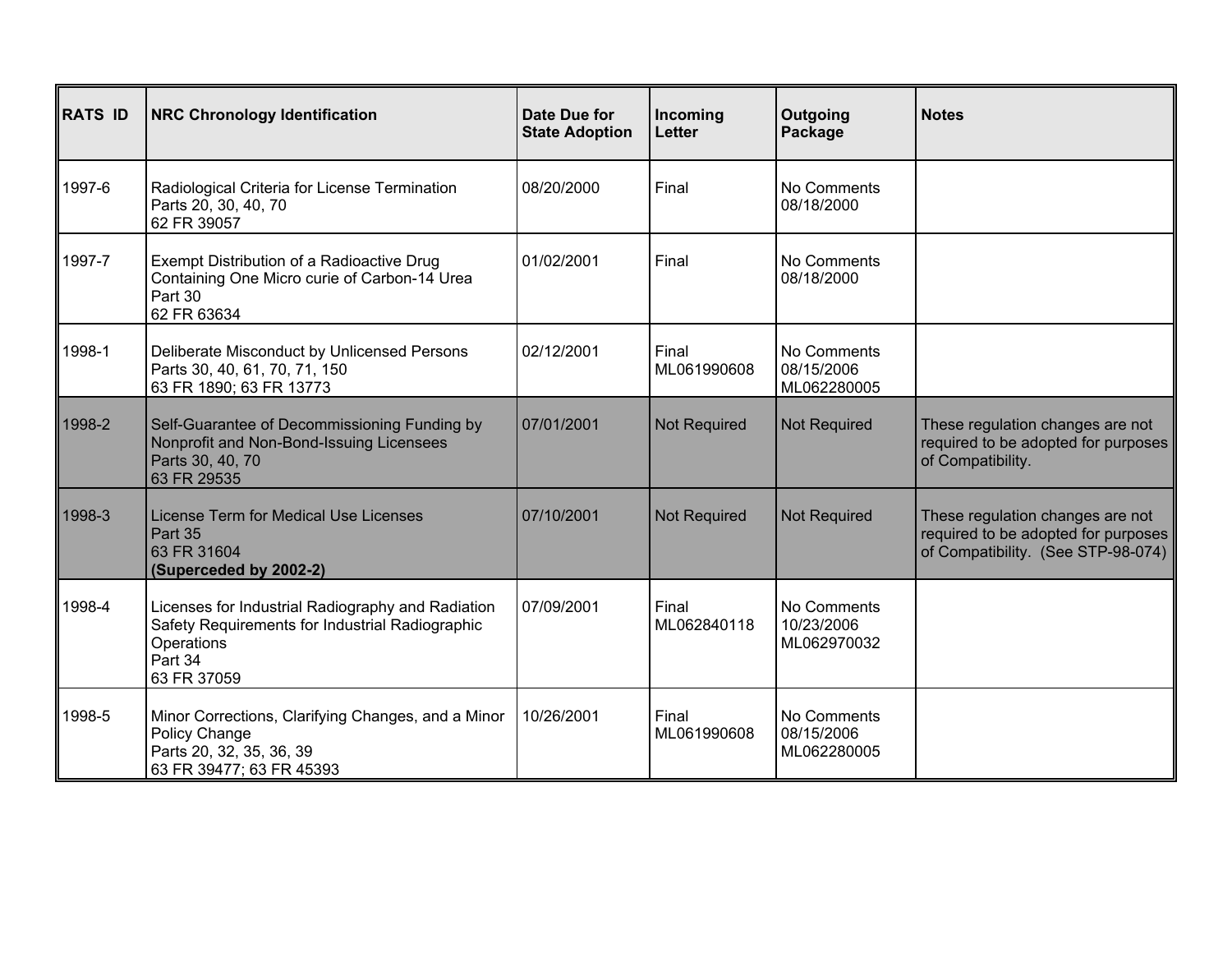| RATS ID | NRC Chronology Identification | Date Due for State Adoption | Incoming Letter | Outgoing Package | Notes |
|---|---|---|---|---|---|
| 1997-6 | Radiological Criteria for License Termination<br>Parts 20, 30, 40, 70<br>62 FR 39057 | 08/20/2000 | Final | No Comments<br>08/18/2000 | |
| 1997-7 | Exempt Distribution of a Radioactive Drug Containing One Micro curie of Carbon-14 Urea<br>Part 30<br>62 FR 63634 | 01/02/2001 | Final | No Comments<br>08/18/2000 | |
| 1998-1 | Deliberate Misconduct by Unlicensed Persons<br>Parts 30, 40, 61, 70, 71, 150<br>63 FR 1890; 63 FR 13773 | 02/12/2001 | Final<br>ML061990608 | No Comments<br>08/15/2006<br>ML062280005 | |
| 1998-2 | Self-Guarantee of Decommissioning Funding by Nonprofit and Non-Bond-Issuing Licensees<br>Parts 30, 40, 70<br>63 FR 29535 | 07/01/2001 | Not Required | Not Required | These regulation changes are not required to be adopted for purposes of Compatibility. |
| 1998-3 | License Term for Medical Use Licenses<br>Part 35<br>63 FR 31604<br>**(Superceded by 2002-2)** | 07/10/2001 | Not Required | Not Required | These regulation changes are not required to be adopted for purposes of Compatibility. (See STP-98-074) |
| 1998-4 | Licenses for Industrial Radiography and Radiation Safety Requirements for Industrial Radiographic Operations<br>Part 34<br>63 FR 37059 | 07/09/2001 | Final<br>ML062840118 | No Comments<br>10/23/2006<br>ML062970032 | |
| 1998-5 | Minor Corrections, Clarifying Changes, and a Minor Policy Change<br>Parts 20, 32, 35, 36, 39<br>63 FR 39477; 63 FR 45393 | 10/26/2001 | Final<br>ML061990608 | No Comments<br>08/15/2006<br>ML062280005 | |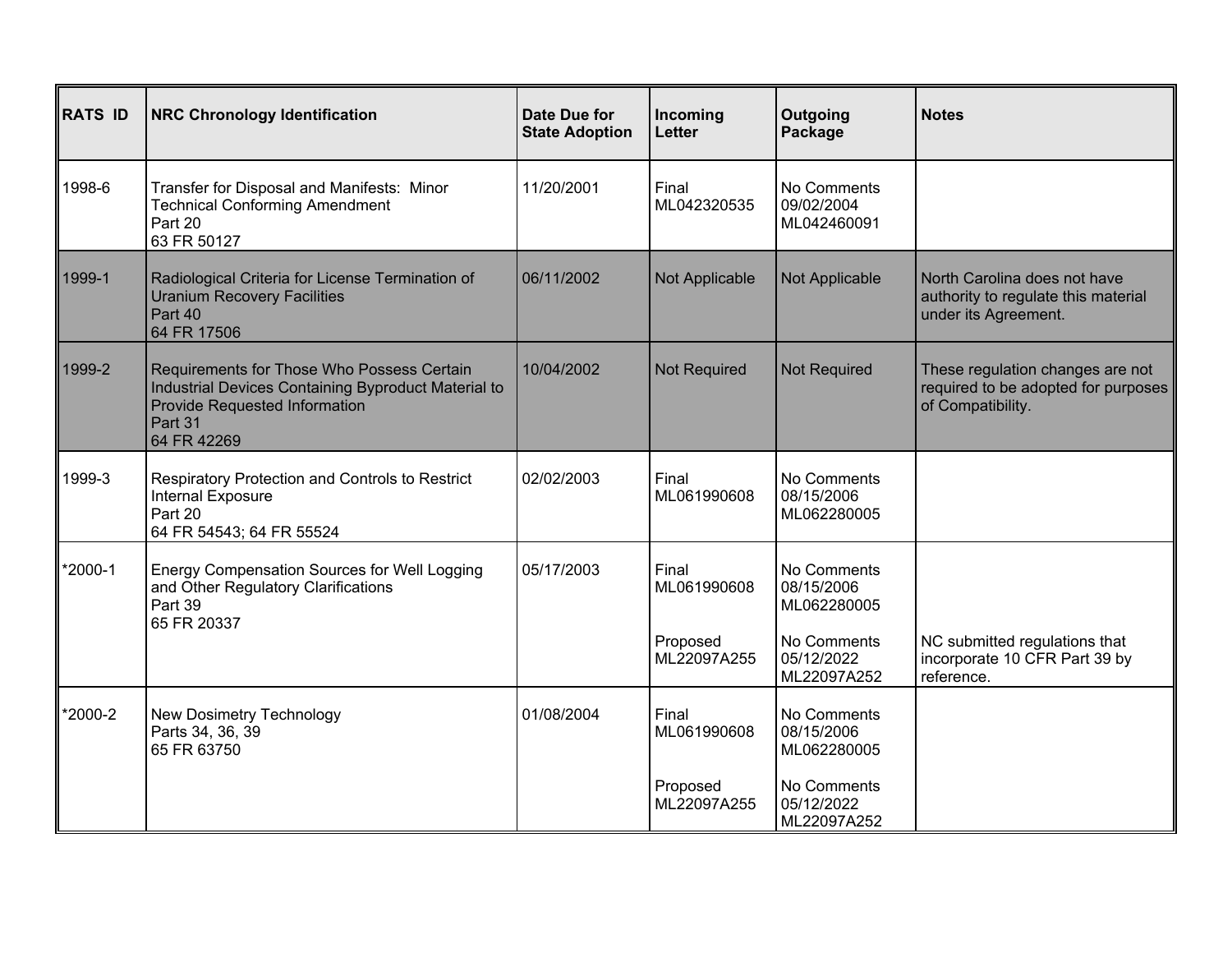| RATS ID | NRC Chronology Identification | Date Due for State Adoption | Incoming Letter | Outgoing Package | Notes |
|---|---|---|---|---|---|
| 1998-6 | Transfer for Disposal and Manifests: Minor Technical Conforming Amendment<br>Part 20<br>63 FR 50127 | 11/20/2001 | Final<br>ML042320535 | No Comments<br>09/02/2004<br>ML042460091 | |
| 1999-1 | Radiological Criteria for License Termination of Uranium Recovery Facilities<br>Part 40<br>64 FR 17506 | 06/11/2002 | Not Applicable | Not Applicable | North Carolina does not have authority to regulate this material under its Agreement. |
| 1999-2 | Requirements for Those Who Possess Certain Industrial Devices Containing Byproduct Material to Provide Requested Information<br>Part 31<br>64 FR 42269 | 10/04/2002 | Not Required | Not Required | These regulation changes are not required to be adopted for purposes of Compatibility. |
| 1999-3 | Respiratory Protection and Controls to Restrict Internal Exposure<br>Part 20<br>64 FR 54543; 64 FR 55524 | 02/02/2003 | Final<br>ML061990608 | No Comments<br>08/15/2006<br>ML062280005 | |
| *2000-1 | Energy Compensation Sources for Well Logging and Other Regulatory Clarifications<br>Part 39<br>65 FR 20337 | 05/17/2003 | Final<br>ML061990608<br><br>Proposed<br>ML22097A255 | No Comments<br>08/15/2006<br>ML062280005<br><br>No Comments<br>05/12/2022<br>ML22097A252 | NC submitted regulations that incorporate 10 CFR Part 39 by reference. |
| *2000-2 | New Dosimetry Technology<br>Parts 34, 36, 39<br>65 FR 63750 | 01/08/2004 | Final<br>ML061990608<br><br>Proposed<br>ML22097A255 | No Comments<br>08/15/2006<br>ML062280005<br><br>No Comments<br>05/12/2022<br>ML22097A252 | |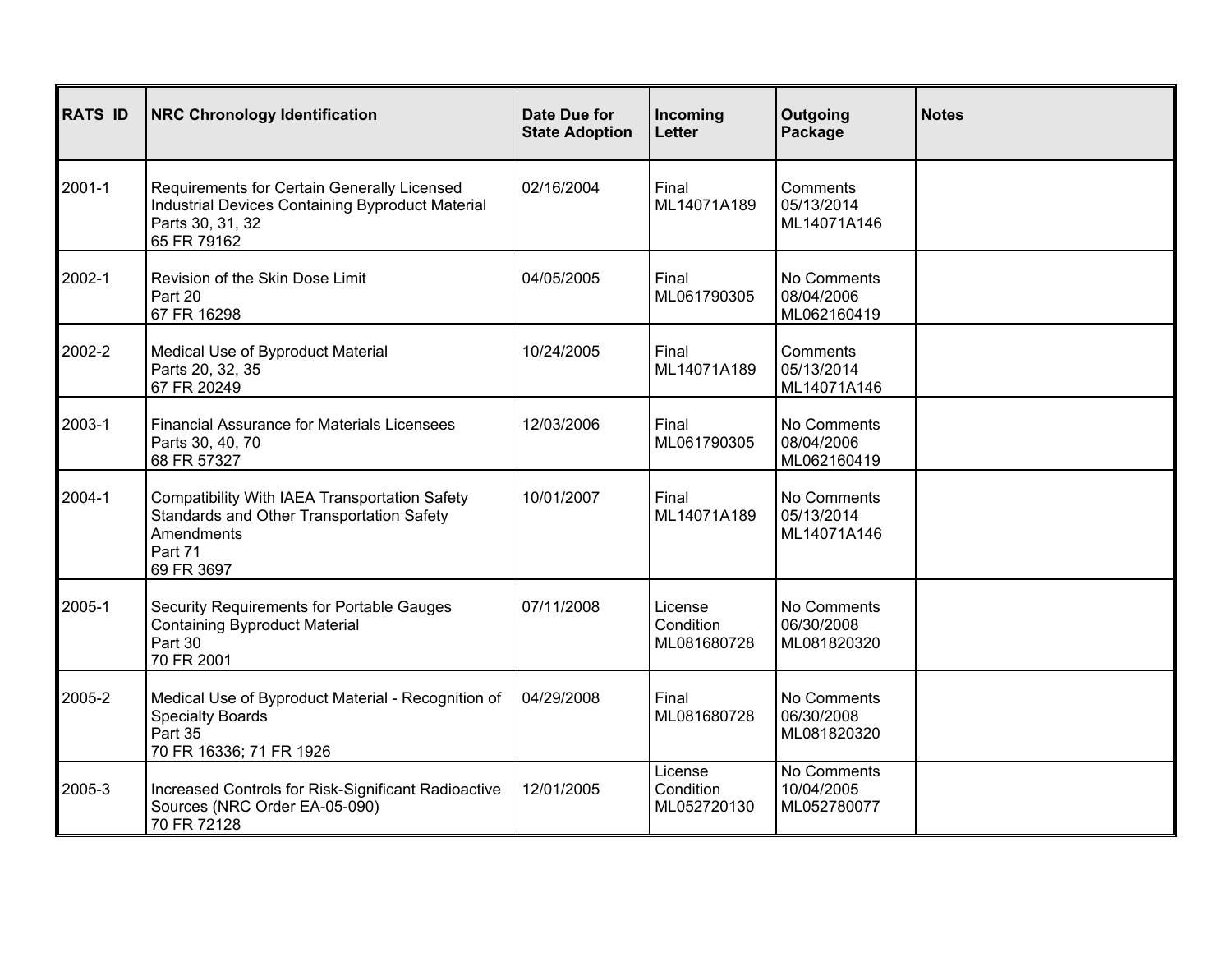| RATS ID | NRC Chronology Identification | Date Due for State Adoption | Incoming Letter | Outgoing Package | Notes |
|---|---|---|---|---|---|
| 2001-1 | Requirements for Certain Generally Licensed Industrial Devices Containing Byproduct Material<br>Parts 30, 31, 32<br>65 FR 79162 | 02/16/2004 | Final<br>ML14071A189 | Comments<br>05/13/2014<br>ML14071A146 | |
| 2002-1 | Revision of the Skin Dose Limit<br>Part 20<br>67 FR 16298 | 04/05/2005 | Final<br>ML061790305 | No Comments<br>08/04/2006<br>ML062160419 | |
| 2002-2 | Medical Use of Byproduct Material<br>Parts 20, 32, 35<br>67 FR 20249 | 10/24/2005 | Final<br>ML14071A189 | Comments<br>05/13/2014<br>ML14071A146 | |
| 2003-1 | Financial Assurance for Materials Licensees<br>Parts 30, 40, 70<br>68 FR 57327 | 12/03/2006 | Final<br>ML061790305 | No Comments<br>08/04/2006<br>ML062160419 | |
| 2004-1 | Compatibility With IAEA Transportation Safety Standards and Other Transportation Safety Amendments<br>Part 71<br>69 FR 3697 | 10/01/2007 | Final<br>ML14071A189 | No Comments<br>05/13/2014<br>ML14071A146 | |
| 2005-1 | Security Requirements for Portable Gauges Containing Byproduct Material<br>Part 30<br>70 FR 2001 | 07/11/2008 | License Condition<br>ML081680728 | No Comments<br>06/30/2008<br>ML081820320 | |
| 2005-2 | Medical Use of Byproduct Material - Recognition of Specialty Boards<br>Part 35<br>70 FR 16336; 71 FR 1926 | 04/29/2008 | Final<br>ML081680728 | No Comments<br>06/30/2008<br>ML081820320 | |
| 2005-3 | Increased Controls for Risk-Significant Radioactive Sources (NRC Order EA-05-090)<br>70 FR 72128 | 12/01/2005 | License Condition<br>ML052720130 | No Comments<br>10/04/2005<br>ML052780077 | |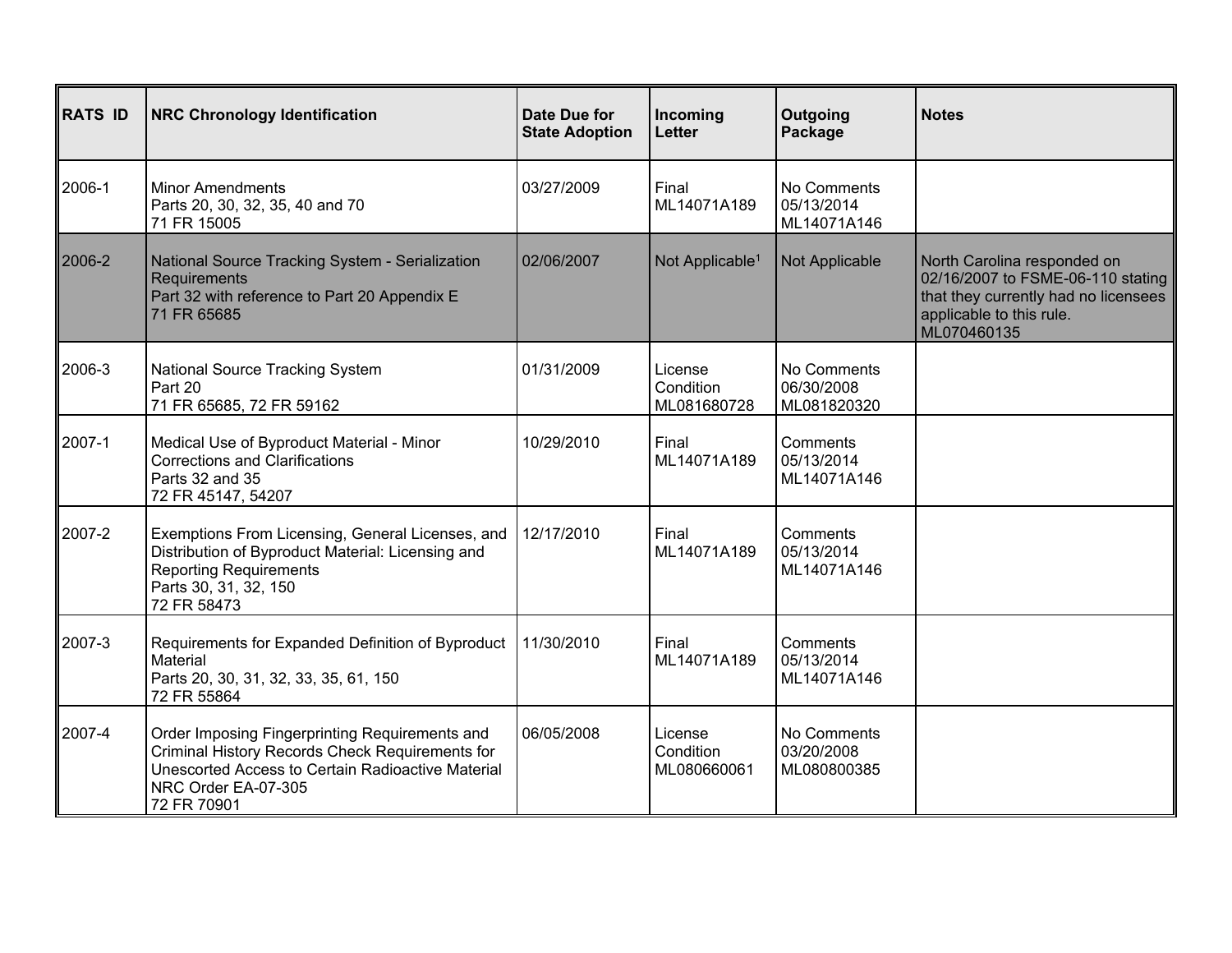| RATS ID | NRC Chronology Identification | Date Due for State Adoption | Incoming Letter | Outgoing Package | Notes |
|---|---|---|---|---|---|
| 2006-1 | Minor Amendments<br>Parts 20, 30, 32, 35, 40 and 70<br>71 FR 15005 | 03/27/2009 | Final<br>ML14071A189 | No Comments<br>05/13/2014<br>ML14071A146 | |
| 2006-2 | National Source Tracking System - Serialization Requirements<br>Part 32 with reference to Part 20 Appendix E<br>71 FR 65685 | 02/06/2007 | Not Applicable[1] | Not Applicable | North Carolina responded on 02/16/2007 to FSME-06-110 stating that they currently had no licensees applicable to this rule.<br>ML070460135 |
| 2006-3 | National Source Tracking System<br>Part 20<br>71 FR 65685, 72 FR 59162 | 01/31/2009 | License Condition<br>ML081680728 | No Comments<br>06/30/2008<br>ML081820320 | |
| 2007-1 | Medical Use of Byproduct Material - Minor Corrections and Clarifications<br>Parts 32 and 35<br>72 FR 45147, 54207 | 10/29/2010 | Final<br>ML14071A189 | Comments<br>05/13/2014<br>ML14071A146 | |
| 2007-2 | Exemptions From Licensing, General Licenses, and Distribution of Byproduct Material: Licensing and Reporting Requirements<br>Parts 30, 31, 32, 150<br>72 FR 58473 | 12/17/2010 | Final<br>ML14071A189 | Comments<br>05/13/2014<br>ML14071A146 | |
| 2007-3 | Requirements for Expanded Definition of Byproduct Material<br>Parts 20, 30, 31, 32, 33, 35, 61, 150<br>72 FR 55864 | 11/30/2010 | Final<br>ML14071A189 | Comments<br>05/13/2014<br>ML14071A146 | |
| 2007-4 | Order Imposing Fingerprinting Requirements and Criminal History Records Check Requirements for Unescorted Access to Certain Radioactive Material<br>NRC Order EA-07-305<br>72 FR 70901 | 06/05/2008 | License Condition<br>ML080660061 | No Comments<br>03/20/2008<br>ML080800385 | |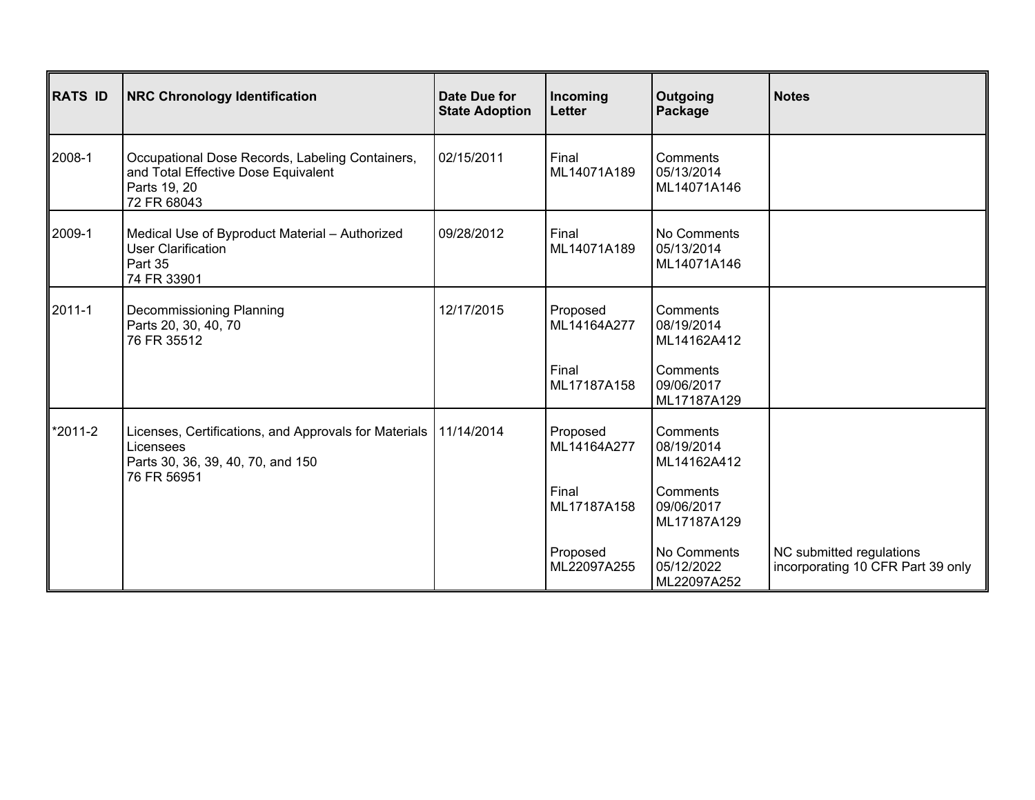| RATS ID | NRC Chronology Identification | Date Due for State Adoption | Incoming Letter | Outgoing Package | Notes |
|---|---|---|---|---|---|
| 2008-1 | Occupational Dose Records, Labeling Containers, and Total Effective Dose Equivalent<br>Parts 19, 20<br>72 FR 68043 | 02/15/2011 | Final<br>ML14071A189 | Comments<br>05/13/2014<br>ML14071A146 | |
| 2009-1 | Medical Use of Byproduct Material – Authorized User Clarification<br>Part 35<br>74 FR 33901 | 09/28/2012 | Final<br>ML14071A189 | No Comments<br>05/13/2014<br>ML14071A146 | |
| 2011-1 | Decommissioning Planning<br>Parts 20, 30, 40, 70<br>76 FR 35512 | 12/17/2015 | Proposed<br>ML14164A277<br><br>Final<br>ML17187A158 | Comments<br>08/19/2014<br>ML14162A412<br><br>Comments<br>09/06/2017<br>ML17187A129 | |
| *2011-2 | Licenses, Certifications, and Approvals for Materials Licensees<br>Parts 30, 36, 39, 40, 70, and 150<br>76 FR 56951 | 11/14/2014 | Proposed<br>ML14164A277<br><br>Final<br>ML17187A158<br><br>Proposed<br>ML22097A255 | Comments<br>08/19/2014<br>ML14162A412<br><br>Comments<br>09/06/2017<br>ML17187A129<br><br>No Comments<br>05/12/2022<br>ML22097A252 | NC submitted regulations incorporating 10 CFR Part 39 only |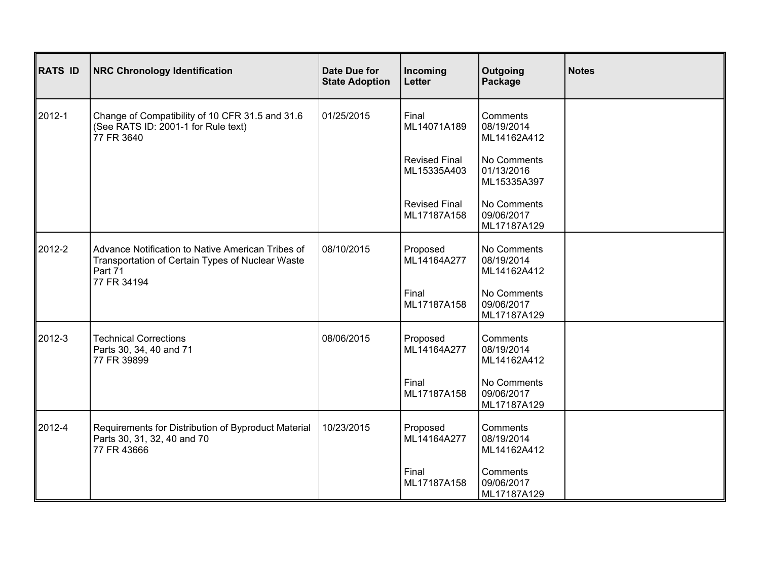| RATS ID | NRC Chronology Identification | Date Due for State Adoption | Incoming Letter | Outgoing Package | Notes |
|---|---|---|---|---|---|
| 2012-1 | Change of Compatibility of 10 CFR 31.5 and 31.6 (See RATS ID: 2001-1 for Rule text) 77 FR 3640 | 01/25/2015 | Final ML14071A189 | Comments 08/19/2014 ML14162A412 | |
| | | | Revised Final ML15335A403 | No Comments 01/13/2016 ML15335A397 | |
| | | | Revised Final ML17187A158 | No Comments 09/06/2017 ML17187A129 | |
| 2012-2 | Advance Notification to Native American Tribes of Transportation of Certain Types of Nuclear Waste Part 71 77 FR 34194 | 08/10/2015 | Proposed ML14164A277 | No Comments 08/19/2014 ML14162A412 | |
| | | | Final ML17187A158 | No Comments 09/06/2017 ML17187A129 | |
| 2012-3 | Technical Corrections Parts 30, 34, 40 and 71 77 FR 39899 | 08/06/2015 | Proposed ML14164A277 | Comments 08/19/2014 ML14162A412 | |
| | | | Final ML17187A158 | No Comments 09/06/2017 ML17187A129 | |
| 2012-4 | Requirements for Distribution of Byproduct Material Parts 30, 31, 32, 40 and 70 77 FR 43666 | 10/23/2015 | Proposed ML14164A277 | Comments 08/19/2014 ML14162A412 | |
| | | | Final ML17187A158 | Comments 09/06/2017 ML17187A129 | |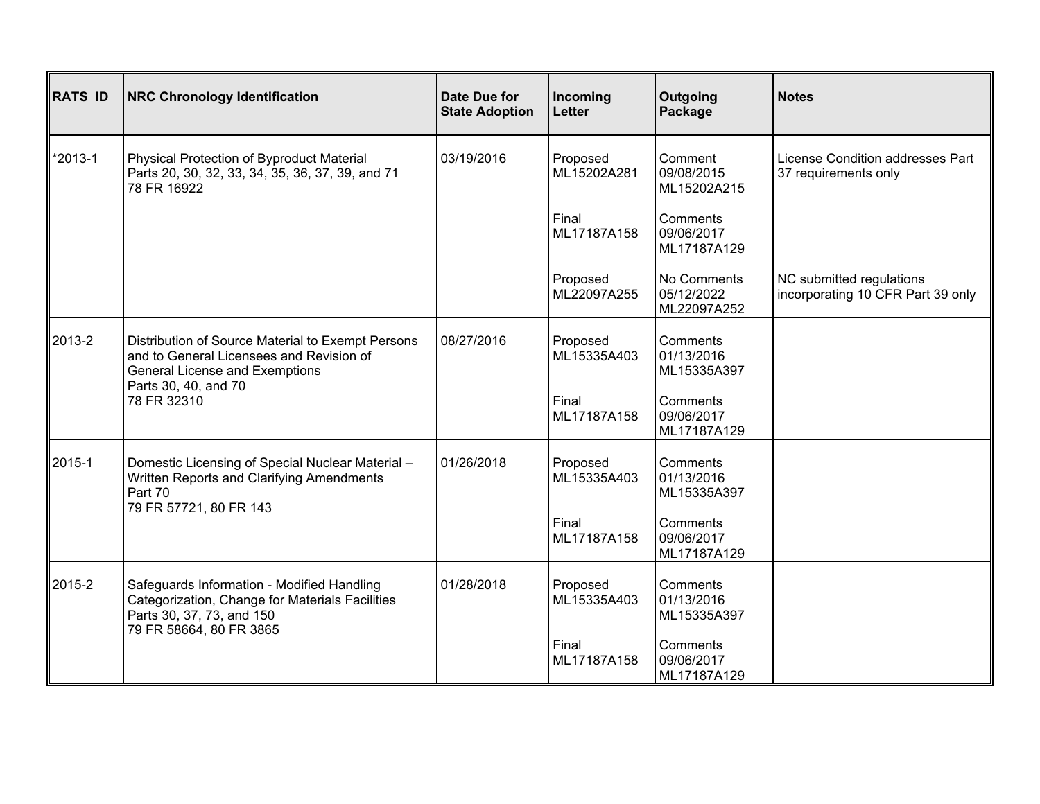| RATS ID | NRC Chronology Identification | Date Due for State Adoption | Incoming Letter | Outgoing Package | Notes |
|---|---|---|---|---|---|
| *2013-1 | Physical Protection of Byproduct Material<br>Parts 20, 30, 32, 33, 34, 35, 36, 37, 39, and 71<br>78 FR 16922 | 03/19/2016 | Proposed<br>ML15202A281 | Comment<br>09/08/2015<br>ML15202A215 | License Condition addresses Part 37 requirements only |
| | | | Final<br>ML17187A158 | Comments<br>09/06/2017<br>ML17187A129 | |
| | | | Proposed<br>ML22097A255 | No Comments<br>05/12/2022<br>ML22097A252 | NC submitted regulations incorporating 10 CFR Part 39 only |
| 2013-2 | Distribution of Source Material to Exempt Persons and to General Licensees and Revision of General License and Exemptions<br>Parts 30, 40, and 70<br>78 FR 32310 | 08/27/2016 | Proposed<br>ML15335A403 | Comments<br>01/13/2016<br>ML15335A397 | |
| | | | Final<br>ML17187A158 | Comments<br>09/06/2017<br>ML17187A129 | |
| 2015-1 | Domestic Licensing of Special Nuclear Material – Written Reports and Clarifying Amendments<br>Part 70<br>79 FR 57721, 80 FR 143 | 01/26/2018 | Proposed<br>ML15335A403 | Comments<br>01/13/2016<br>ML15335A397 | |
| | | | Final<br>ML17187A158 | Comments<br>09/06/2017<br>ML17187A129 | |
| 2015-2 | Safeguards Information - Modified Handling Categorization, Change for Materials Facilities<br>Parts 30, 37, 73, and 150<br>79 FR 58664, 80 FR 3865 | 01/28/2018 | Proposed<br>ML15335A403 | Comments<br>01/13/2016<br>ML15335A397 | |
| | | | Final<br>ML17187A158 | Comments<br>09/06/2017<br>ML17187A129 | |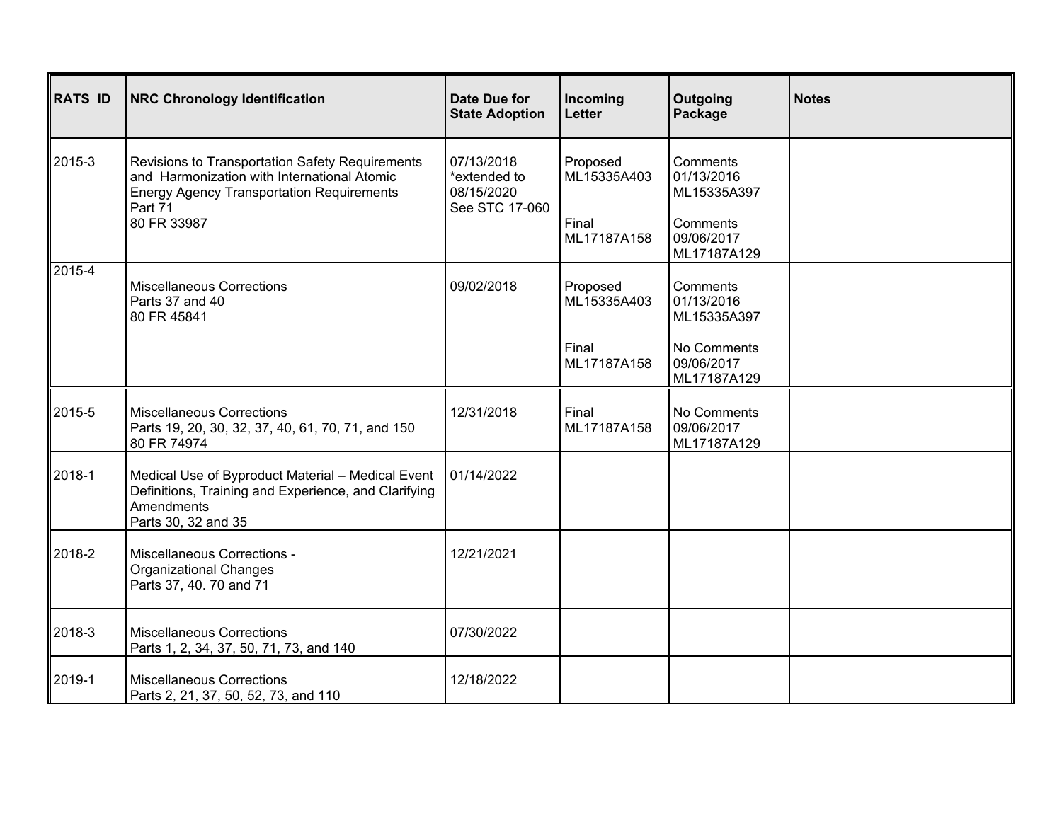| RATS ID | NRC Chronology Identification | Date Due for State Adoption | Incoming Letter | Outgoing Package | Notes |
|---|---|---|---|---|---|
| 2015-3 | Revisions to Transportation Safety Requirements and Harmonization with International Atomic Energy Agency Transportation Requirements<br>Part 71<br>80 FR 33987 | 07/13/2018<br>*extended to 08/15/2020<br>See STC 17-060 | Proposed<br>ML15335A403<br><br>Final<br>ML17187A158 | Comments<br>01/13/2016<br>ML15335A397<br><br>Comments<br>09/06/2017<br>ML17187A129 | |
| 2015-4 | Miscellaneous Corrections<br>Parts 37 and 40<br>80 FR 45841 | 09/02/2018 | Proposed<br>ML15335A403<br><br>Final<br>ML17187A158 | Comments<br>01/13/2016<br>ML15335A397<br><br>No Comments<br>09/06/2017<br>ML17187A129 | |
| 2015-5 | Miscellaneous Corrections<br>Parts 19, 20, 30, 32, 37, 40, 61, 70, 71, and 150<br>80 FR 74974 | 12/31/2018 | Final<br>ML17187A158 | No Comments<br>09/06/2017<br>ML17187A129 | |
| 2018-1 | Medical Use of Byproduct Material – Medical Event Definitions, Training and Experience, and Clarifying Amendments<br>Parts 30, 32 and 35 | 01/14/2022 | | | |
| 2018-2 | Miscellaneous Corrections -<br>Organizational Changes<br>Parts 37, 40. 70 and 71 | 12/21/2021 | | | |
| 2018-3 | Miscellaneous Corrections<br>Parts 1, 2, 34, 37, 50, 71, 73, and 140 | 07/30/2022 | | | |
| 2019-1 | Miscellaneous Corrections<br>Parts 2, 21, 37, 50, 52, 73, and 110 | 12/18/2022 | | | |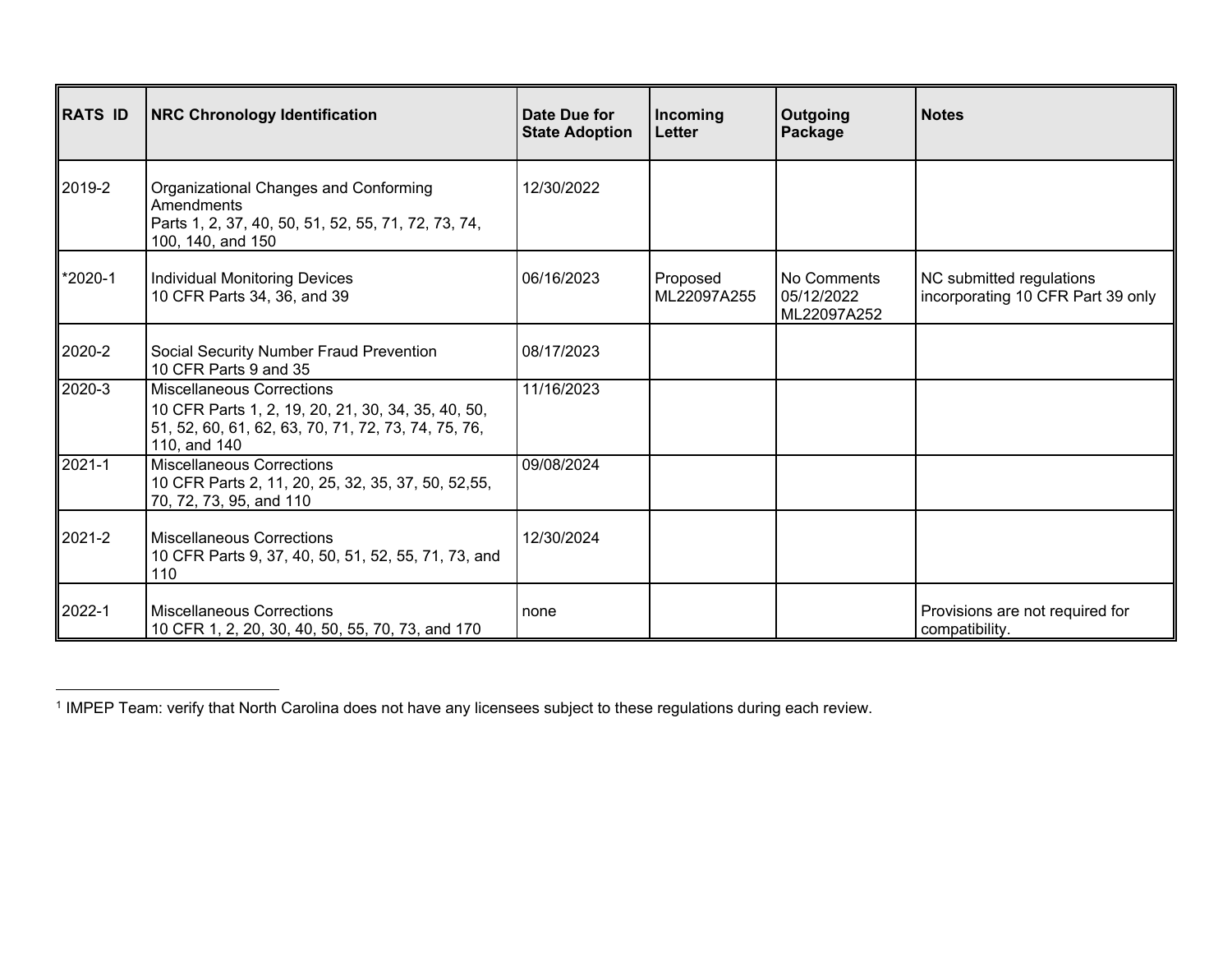| RATS ID | NRC Chronology Identification | Date Due for State Adoption | Incoming Letter | Outgoing Package | Notes |
|---|---|---|---|---|---|
| 2019-2 | Organizational Changes and Conforming Amendments<br>Parts 1, 2, 37, 40, 50, 51, 52, 55, 71, 72, 73, 74, 100, 140, and 150 | 12/30/2022 | | | |
| *2020-1 | Individual Monitoring Devices<br>10 CFR Parts 34, 36, and 39 | 06/16/2023 | Proposed ML22097A255 | No Comments 05/12/2022 ML22097A252 | NC submitted regulations incorporating 10 CFR Part 39 only |
| 2020-2 | Social Security Number Fraud Prevention<br>10 CFR Parts 9 and 35 | 08/17/2023 | | | |
| 2020-3 | Miscellaneous Corrections<br>10 CFR Parts 1, 2, 19, 20, 21, 30, 34, 35, 40, 50, 51, 52, 60, 61, 62, 63, 70, 71, 72, 73, 74, 75, 76, 110, and 140 | 11/16/2023 | | | |
| 2021-1 | Miscellaneous Corrections<br>10 CFR Parts 2, 11, 20, 25, 32, 35, 37, 50, 52,55, 70, 72, 73, 95, and 110 | 09/08/2024 | | | |
| 2021-2 | Miscellaneous Corrections<br>10 CFR Parts 9, 37, 40, 50, 51, 52, 55, 71, 73, and 110 | 12/30/2024 | | | |
| 2022-1 | Miscellaneous Corrections<br>10 CFR 1, 2, 20, 30, 40, 50, 55, 70, 73, and 170 | none | | | Provisions are not required for compatibility. |

[1] IMPEP Team: verify that North Carolina does not have any licensees subject to these regulations during each review.